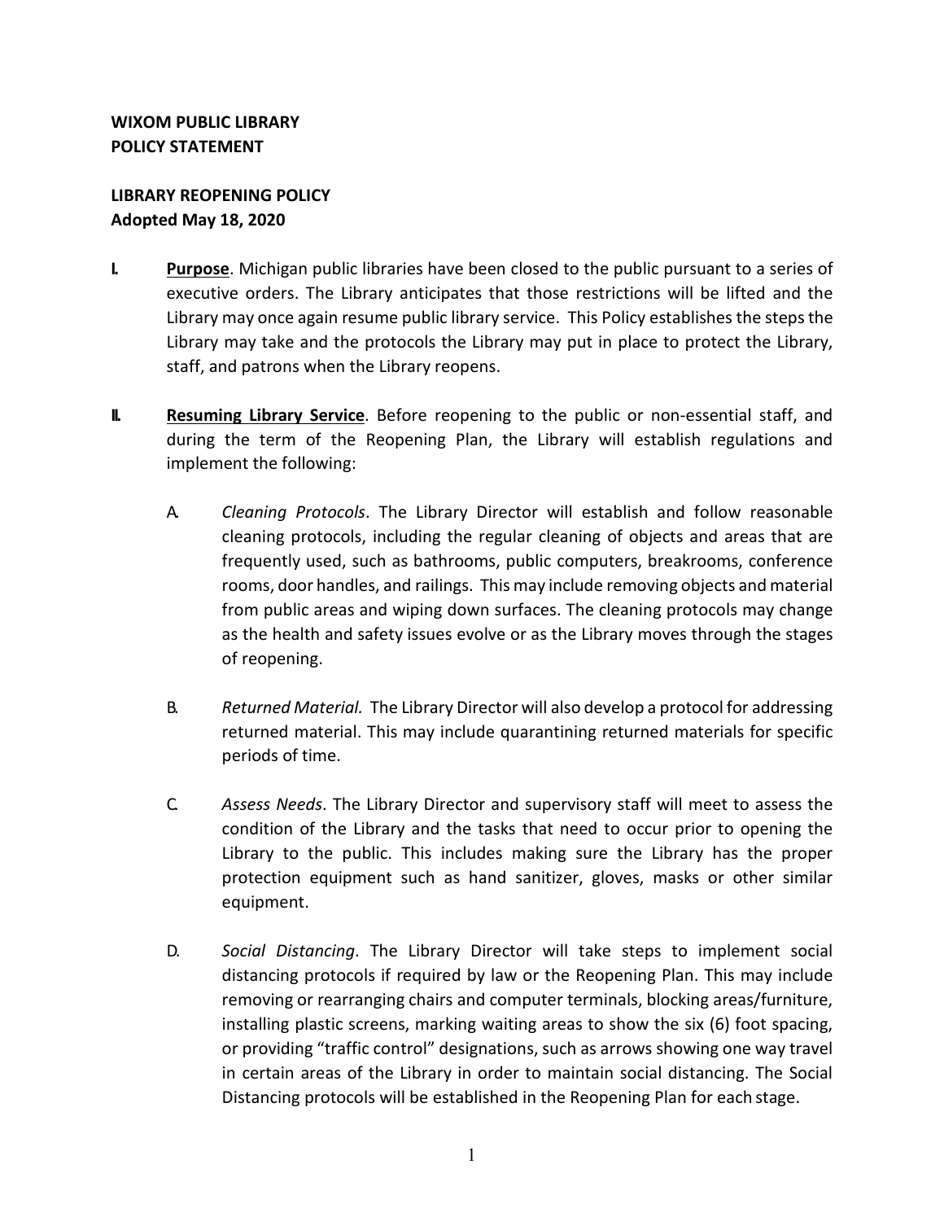**WIXOM PUBLIC LIBRARY**
**POLICY STATEMENT**

**LIBRARY REOPENING POLICY**
**Adopted May 18, 2020**

**I.** **Purpose**. Michigan public libraries have been closed to the public pursuant to a series of executive orders. The Library anticipates that those restrictions will be lifted and the Library may once again resume public library service. This Policy establishes the steps the Library may take and the protocols the Library may put in place to protect the Library, staff, and patrons when the Library reopens.

**II.** **Resuming Library Service**. Before reopening to the public or non-essential staff, and during the term of the Reopening Plan, the Library will establish regulations and implement the following:

A. *Cleaning Protocols*. The Library Director will establish and follow reasonable cleaning protocols, including the regular cleaning of objects and areas that are frequently used, such as bathrooms, public computers, breakrooms, conference rooms, door handles, and railings. This may include removing objects and material from public areas and wiping down surfaces. The cleaning protocols may change as the health and safety issues evolve or as the Library moves through the stages of reopening.

B. *Returned Material.* The Library Director will also develop a protocol for addressing returned material. This may include quarantining returned materials for specific periods of time.

C. *Assess Needs*. The Library Director and supervisory staff will meet to assess the condition of the Library and the tasks that need to occur prior to opening the Library to the public. This includes making sure the Library has the proper protection equipment such as hand sanitizer, gloves, masks or other similar equipment.

D. *Social Distancing*. The Library Director will take steps to implement social distancing protocols if required by law or the Reopening Plan. This may include removing or rearranging chairs and computer terminals, blocking areas/furniture, installing plastic screens, marking waiting areas to show the six (6) foot spacing, or providing "traffic control" designations, such as arrows showing one way travel in certain areas of the Library in order to maintain social distancing. The Social Distancing protocols will be established in the Reopening Plan for each stage.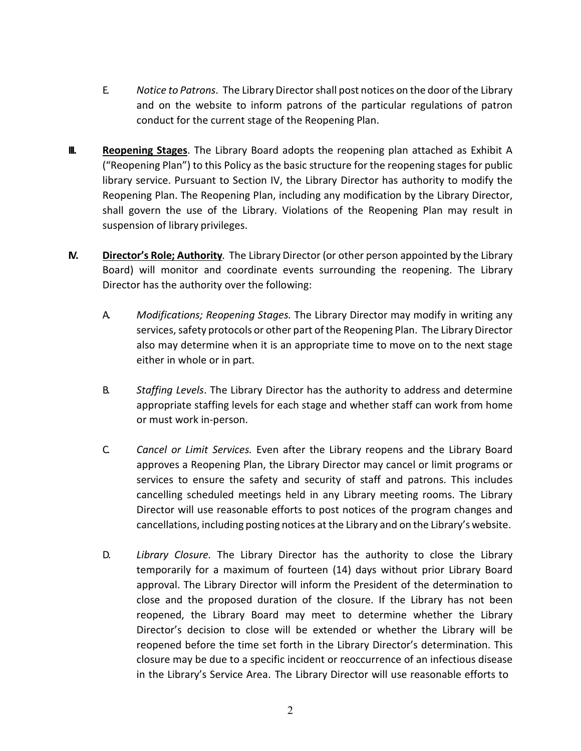E. *Notice to Patrons*. The Library Director shall post notices on the door of the Library and on the website to inform patrons of the particular regulations of patron conduct for the current stage of the Reopening Plan.

**III.** **<u>Reopening Stages</u>**. The Library Board adopts the reopening plan attached as Exhibit A ("Reopening Plan") to this Policy as the basic structure for the reopening stages for public library service. Pursuant to Section IV, the Library Director has authority to modify the Reopening Plan. The Reopening Plan, including any modification by the Library Director, shall govern the use of the Library. Violations of the Reopening Plan may result in suspension of library privileges.

**IV.** **<u>Director's Role; Authority</u>**. The Library Director (or other person appointed by the Library Board) will monitor and coordinate events surrounding the reopening. The Library Director has the authority over the following:

A. *Modifications; Reopening Stages.* The Library Director may modify in writing any services, safety protocols or other part of the Reopening Plan. The Library Director also may determine when it is an appropriate time to move on to the next stage either in whole or in part.

B. *Staffing Levels*. The Library Director has the authority to address and determine appropriate staffing levels for each stage and whether staff can work from home or must work in-person.

C. *Cancel or Limit Services.* Even after the Library reopens and the Library Board approves a Reopening Plan, the Library Director may cancel or limit programs or services to ensure the safety and security of staff and patrons. This includes cancelling scheduled meetings held in any Library meeting rooms. The Library Director will use reasonable efforts to post notices of the program changes and cancellations, including posting notices at the Library and on the Library's website.

D. *Library Closure.* The Library Director has the authority to close the Library temporarily for a maximum of fourteen (14) days without prior Library Board approval. The Library Director will inform the President of the determination to close and the proposed duration of the closure. If the Library has not been reopened, the Library Board may meet to determine whether the Library Director's decision to close will be extended or whether the Library will be reopened before the time set forth in the Library Director's determination. This closure may be due to a specific incident or reoccurrence of an infectious disease in the Library's Service Area. The Library Director will use reasonable efforts to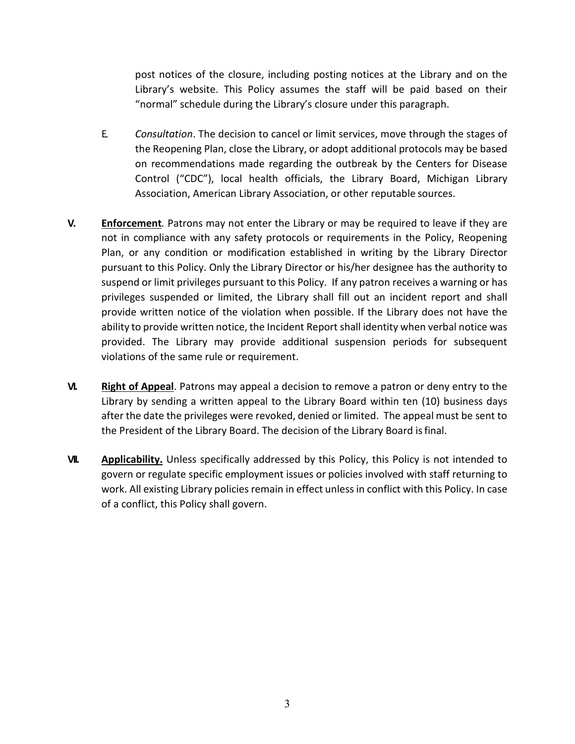post notices of the closure, including posting notices at the Library and on the Library's website. This Policy assumes the staff will be paid based on their "normal" schedule during the Library's closure under this paragraph.

E. *Consultation*. The decision to cancel or limit services, move through the stages of the Reopening Plan, close the Library, or adopt additional protocols may be based on recommendations made regarding the outbreak by the Centers for Disease Control ("CDC"), local health officials, the Library Board, Michigan Library Association, American Library Association, or other reputable sources.

**V. Enforcement**. Patrons may not enter the Library or may be required to leave if they are not in compliance with any safety protocols or requirements in the Policy, Reopening Plan, or any condition or modification established in writing by the Library Director pursuant to this Policy. Only the Library Director or his/her designee has the authority to suspend or limit privileges pursuant to this Policy. If any patron receives a warning or has privileges suspended or limited, the Library shall fill out an incident report and shall provide written notice of the violation when possible. If the Library does not have the ability to provide written notice, the Incident Report shall identity when verbal notice was provided. The Library may provide additional suspension periods for subsequent violations of the same rule or requirement.

**VI. Right of Appeal**. Patrons may appeal a decision to remove a patron or deny entry to the Library by sending a written appeal to the Library Board within ten (10) business days after the date the privileges were revoked, denied or limited. The appeal must be sent to the President of the Library Board. The decision of the Library Board is final.

**VII. Applicability.** Unless specifically addressed by this Policy, this Policy is not intended to govern or regulate specific employment issues or policies involved with staff returning to work. All existing Library policies remain in effect unless in conflict with this Policy. In case of a conflict, this Policy shall govern.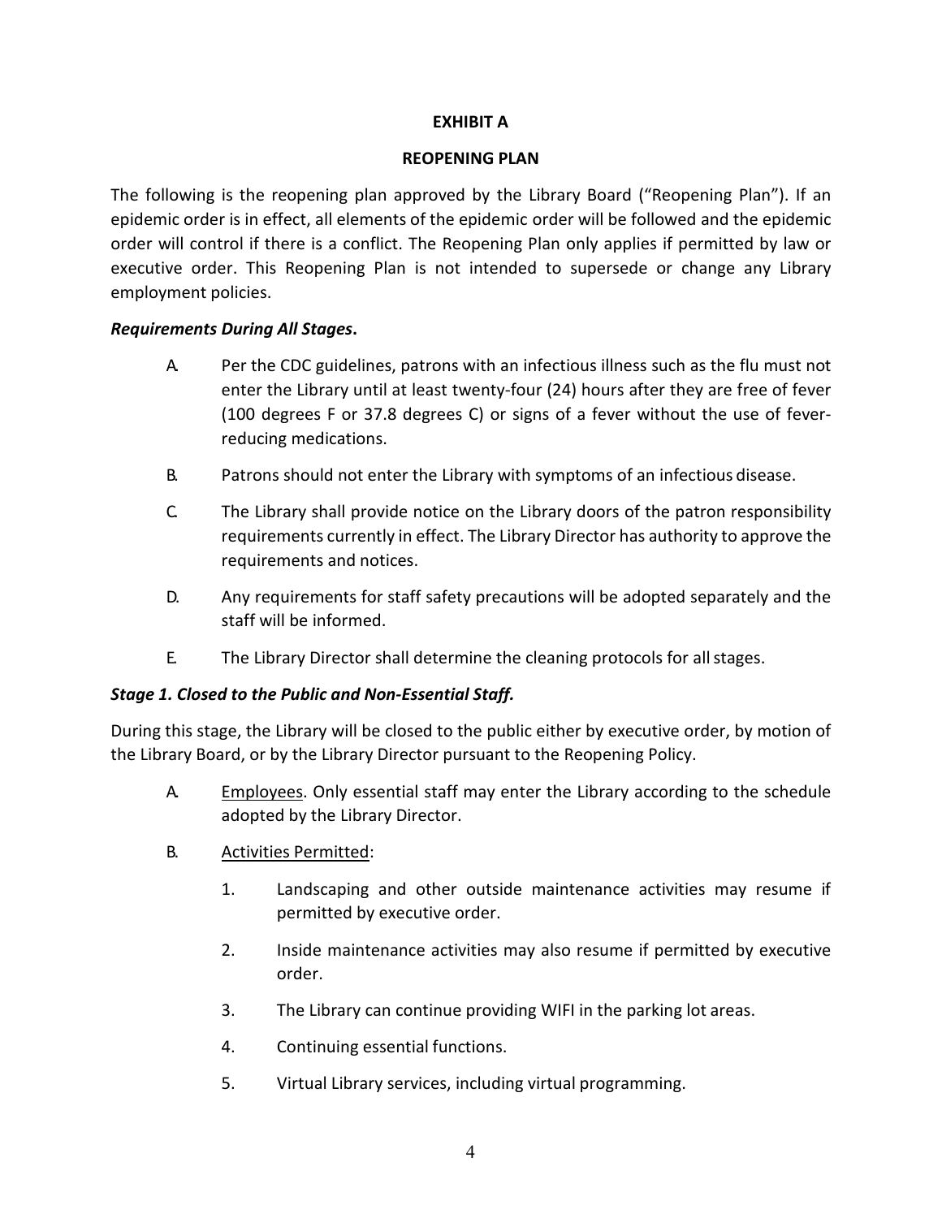**EXHIBIT A**

**REOPENING PLAN**

The following is the reopening plan approved by the Library Board ("Reopening Plan"). If an epidemic order is in effect, all elements of the epidemic order will be followed and the epidemic order will control if there is a conflict. The Reopening Plan only applies if permitted by law or executive order. This Reopening Plan is not intended to supersede or change any Library employment policies.

***Requirements During All Stages*****.**

A. Per the CDC guidelines, patrons with an infectious illness such as the flu must not enter the Library until at least twenty-four (24) hours after they are free of fever (100 degrees F or 37.8 degrees C) or signs of a fever without the use of fever-reducing medications.

B. Patrons should not enter the Library with symptoms of an infectious disease.

C. The Library shall provide notice on the Library doors of the patron responsibility requirements currently in effect. The Library Director has authority to approve the requirements and notices.

D. Any requirements for staff safety precautions will be adopted separately and the staff will be informed.

E. The Library Director shall determine the cleaning protocols for all stages.

***Stage 1. Closed to the Public and Non-Essential Staff.***

During this stage, the Library will be closed to the public either by executive order, by motion of the Library Board, or by the Library Director pursuant to the Reopening Policy.

A. Employees. Only essential staff may enter the Library according to the schedule adopted by the Library Director.

B. Activities Permitted:

1. Landscaping and other outside maintenance activities may resume if permitted by executive order.

2. Inside maintenance activities may also resume if permitted by executive order.

3. The Library can continue providing WIFI in the parking lot areas.

4. Continuing essential functions.

5. Virtual Library services, including virtual programming.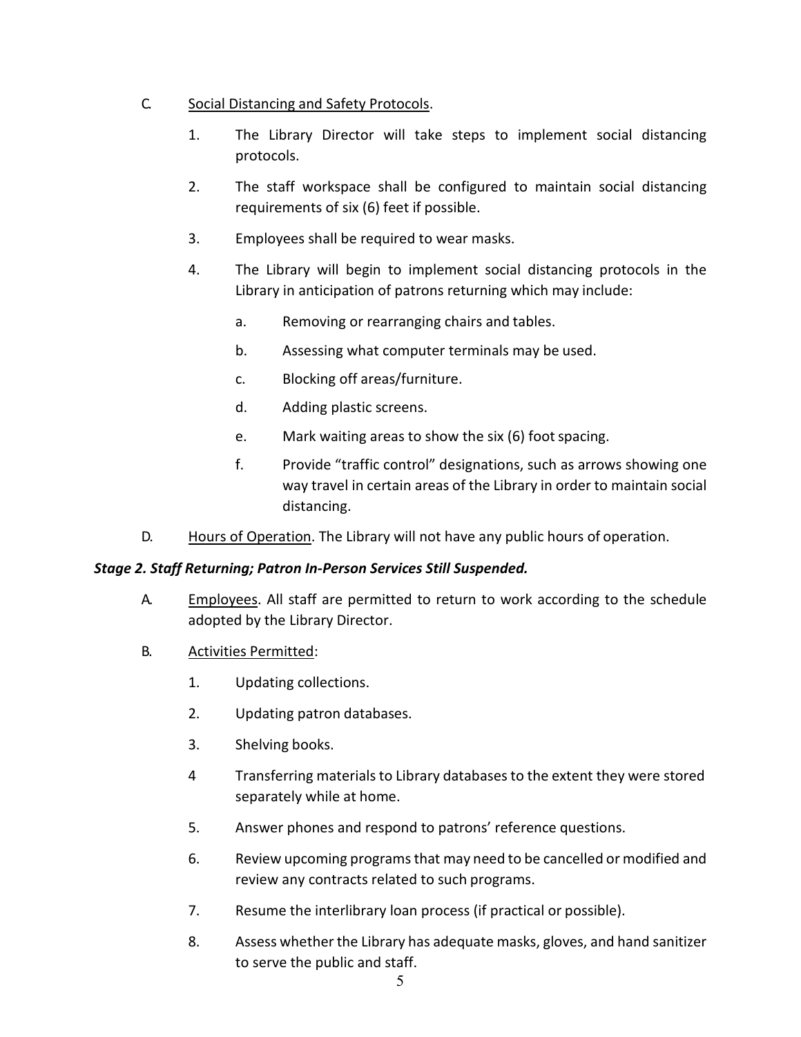C. <u>Social Distancing and Safety Protocols</u>.

1. The Library Director will take steps to implement social distancing protocols.
2. The staff workspace shall be configured to maintain social distancing requirements of six (6) feet if possible.
3. Employees shall be required to wear masks.
4. The Library will begin to implement social distancing protocols in the Library in anticipation of patrons returning which may include:
    a. Removing or rearranging chairs and tables.
    b. Assessing what computer terminals may be used.
    c. Blocking off areas/furniture.
    d. Adding plastic screens.
    e. Mark waiting areas to show the six (6) foot spacing.
    f. Provide "traffic control" designations, such as arrows showing one way travel in certain areas of the Library in order to maintain social distancing.

D. <u>Hours of Operation</u>. The Library will not have any public hours of operation.

***Stage 2. Staff Returning; Patron In-Person Services Still Suspended.***

A. <u>Employees</u>. All staff are permitted to return to work according to the schedule adopted by the Library Director.

B. <u>Activities Permitted</u>:

1. Updating collections.
2. Updating patron databases.
3. Shelving books.
4 Transferring materials to Library databases to the extent they were stored separately while at home.
5. Answer phones and respond to patrons' reference questions.
6. Review upcoming programs that may need to be cancelled or modified and review any contracts related to such programs.
7. Resume the interlibrary loan process (if practical or possible).
8. Assess whether the Library has adequate masks, gloves, and hand sanitizer to serve the public and staff.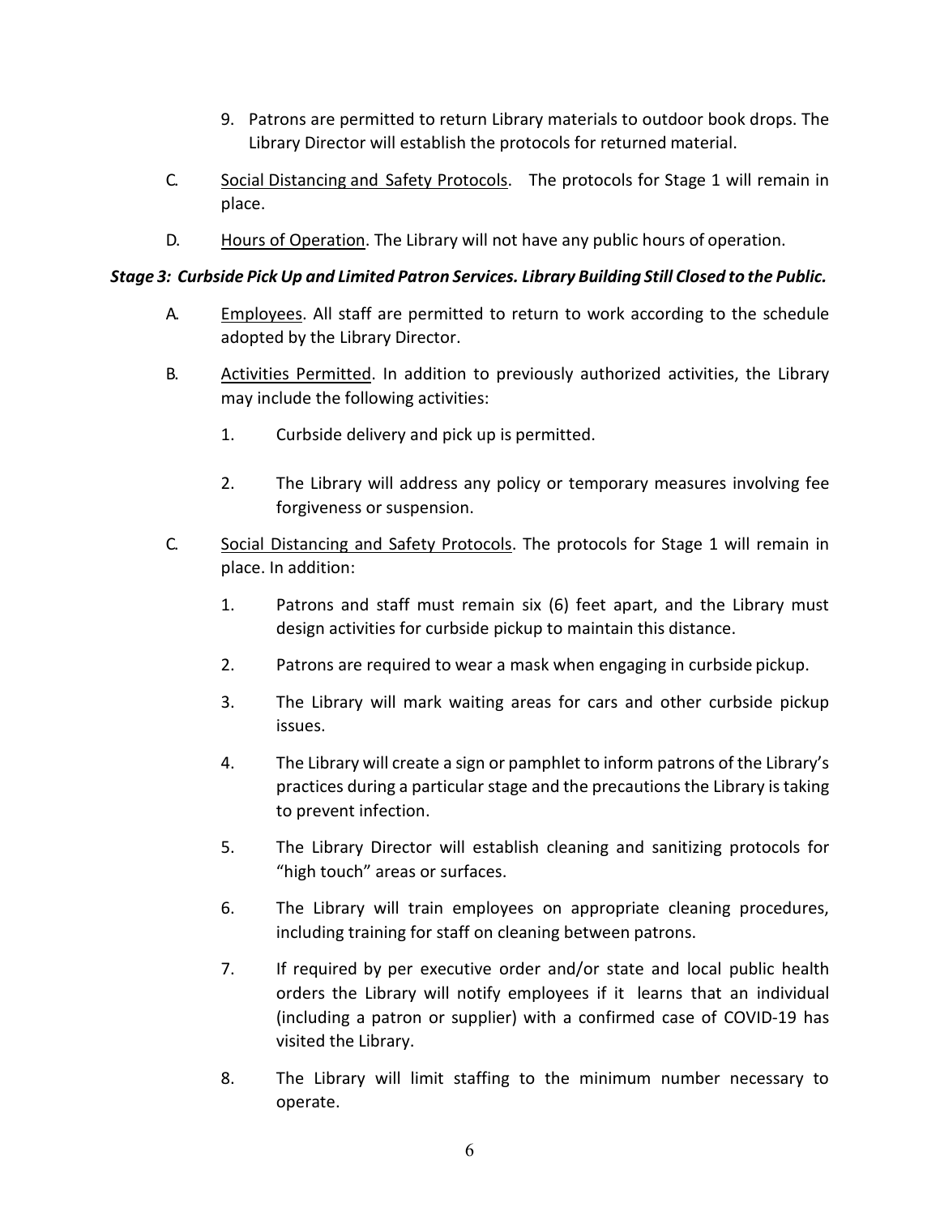9. Patrons are permitted to return Library materials to outdoor book drops. The Library Director will establish the protocols for returned material.

C. Social Distancing and Safety Protocols. The protocols for Stage 1 will remain in place.

D. Hours of Operation. The Library will not have any public hours of operation.

***Stage 3: Curbside Pick Up and Limited Patron Services. Library Building Still Closed to the Public.***

A. Employees. All staff are permitted to return to work according to the schedule adopted by the Library Director.

B. Activities Permitted. In addition to previously authorized activities, the Library may include the following activities:

1. Curbside delivery and pick up is permitted.

2. The Library will address any policy or temporary measures involving fee forgiveness or suspension.

C. Social Distancing and Safety Protocols. The protocols for Stage 1 will remain in place. In addition:

1. Patrons and staff must remain six (6) feet apart, and the Library must design activities for curbside pickup to maintain this distance.

2. Patrons are required to wear a mask when engaging in curbside pickup.

3. The Library will mark waiting areas for cars and other curbside pickup issues.

4. The Library will create a sign or pamphlet to inform patrons of the Library's practices during a particular stage and the precautions the Library is taking to prevent infection.

5. The Library Director will establish cleaning and sanitizing protocols for "high touch" areas or surfaces.

6. The Library will train employees on appropriate cleaning procedures, including training for staff on cleaning between patrons.

7. If required by per executive order and/or state and local public health orders the Library will notify employees if it learns that an individual (including a patron or supplier) with a confirmed case of COVID-19 has visited the Library.

8. The Library will limit staffing to the minimum number necessary to operate.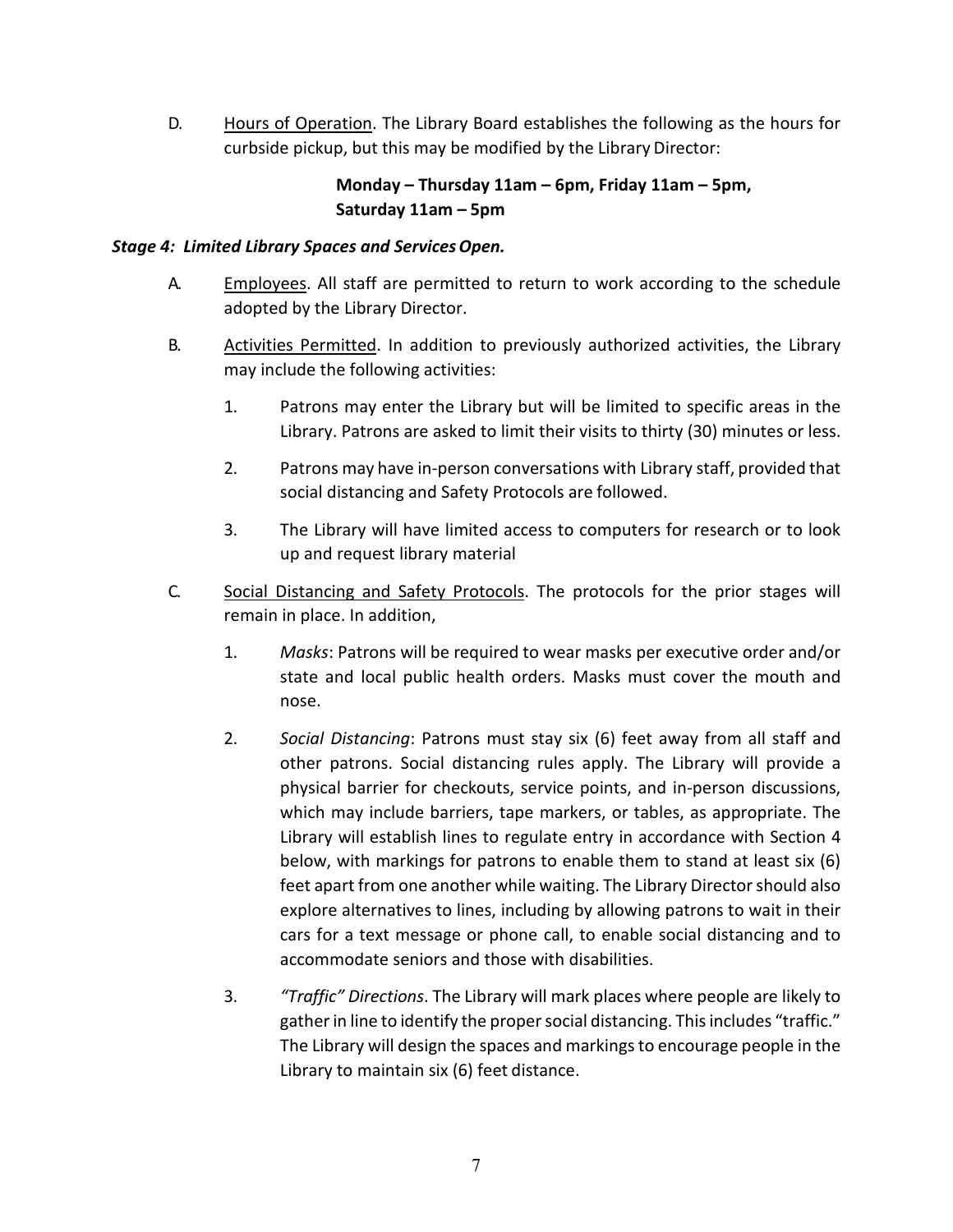D. Hours of Operation. The Library Board establishes the following as the hours for curbside pickup, but this may be modified by the Library Director:

**Monday – Thursday 11am – 6pm, Friday 11am – 5pm,**
**Saturday 11am – 5pm**

***Stage 4: Limited Library Spaces and Services Open.***

A. Employees. All staff are permitted to return to work according to the schedule adopted by the Library Director.

B. Activities Permitted. In addition to previously authorized activities, the Library may include the following activities:

1. Patrons may enter the Library but will be limited to specific areas in the Library. Patrons are asked to limit their visits to thirty (30) minutes or less.

2. Patrons may have in-person conversations with Library staff, provided that social distancing and Safety Protocols are followed.

3. The Library will have limited access to computers for research or to look up and request library material

C. Social Distancing and Safety Protocols. The protocols for the prior stages will remain in place. In addition,

1. *Masks*: Patrons will be required to wear masks per executive order and/or state and local public health orders. Masks must cover the mouth and nose.

2. *Social Distancing*: Patrons must stay six (6) feet away from all staff and other patrons. Social distancing rules apply. The Library will provide a physical barrier for checkouts, service points, and in-person discussions, which may include barriers, tape markers, or tables, as appropriate. The Library will establish lines to regulate entry in accordance with Section 4 below, with markings for patrons to enable them to stand at least six (6) feet apart from one another while waiting. The Library Director should also explore alternatives to lines, including by allowing patrons to wait in their cars for a text message or phone call, to enable social distancing and to accommodate seniors and those with disabilities.

3. *"Traffic" Directions*. The Library will mark places where people are likely to gather in line to identify the proper social distancing. This includes "traffic." The Library will design the spaces and markings to encourage people in the Library to maintain six (6) feet distance.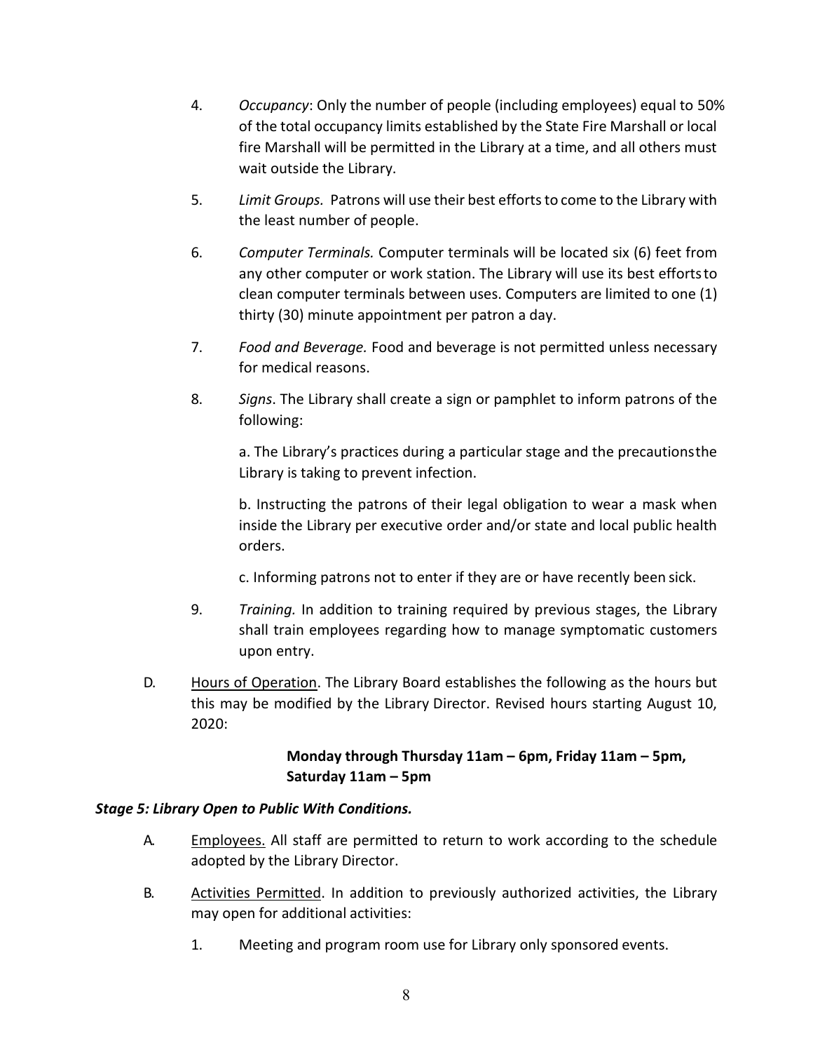4. *Occupancy*: Only the number of people (including employees) equal to 50% of the total occupancy limits established by the State Fire Marshall or local fire Marshall will be permitted in the Library at a time, and all others must wait outside the Library.

5. *Limit Groups.* Patrons will use their best efforts to come to the Library with the least number of people.

6. *Computer Terminals.* Computer terminals will be located six (6) feet from any other computer or work station. The Library will use its best efforts to clean computer terminals between uses. Computers are limited to one (1) thirty (30) minute appointment per patron a day.

7. *Food and Beverage.* Food and beverage is not permitted unless necessary for medical reasons.

8. *Signs*. The Library shall create a sign or pamphlet to inform patrons of the following:

   a. The Library's practices during a particular stage and the precautions the Library is taking to prevent infection.

   b. Instructing the patrons of their legal obligation to wear a mask when inside the Library per executive order and/or state and local public health orders.

   c. Informing patrons not to enter if they are or have recently been sick.

9. *Training.* In addition to training required by previous stages, the Library shall train employees regarding how to manage symptomatic customers upon entry.

D. Hours of Operation. The Library Board establishes the following as the hours but this may be modified by the Library Director. Revised hours starting August 10, 2020:

**Monday through Thursday 11am – 6pm, Friday 11am – 5pm, Saturday 11am – 5pm**

***Stage 5: Library Open to Public With Conditions.***

A. Employees. All staff are permitted to return to work according to the schedule adopted by the Library Director.

B. Activities Permitted. In addition to previously authorized activities, the Library may open for additional activities:

1. Meeting and program room use for Library only sponsored events.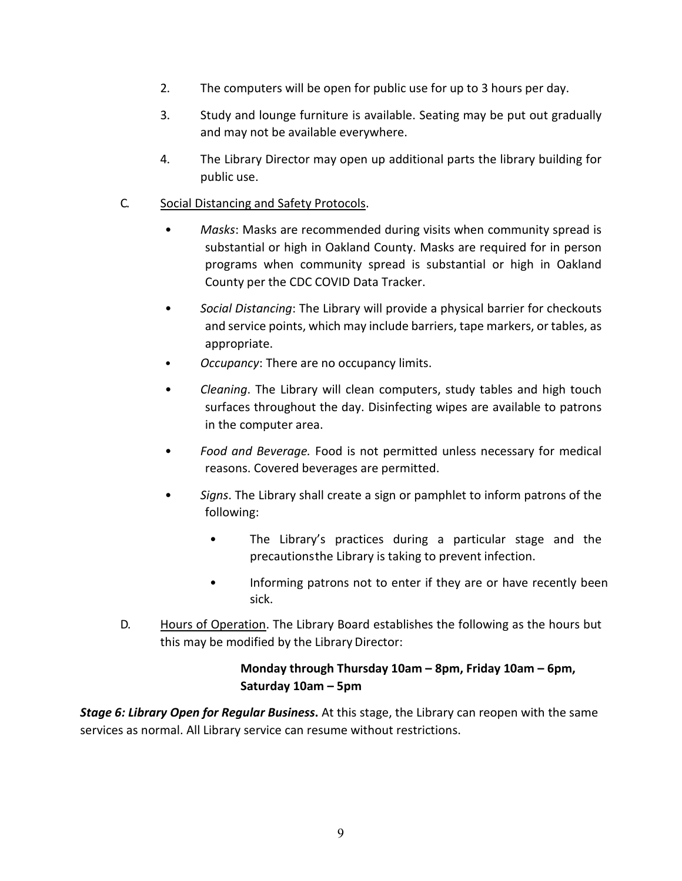2. The computers will be open for public use for up to 3 hours per day.

3. Study and lounge furniture is available. Seating may be put out gradually and may not be available everywhere.

4. The Library Director may open up additional parts the library building for public use.

C. Social Distancing and Safety Protocols.

- *Masks*: Masks are recommended during visits when community spread is substantial or high in Oakland County. Masks are required for in person programs when community spread is substantial or high in Oakland County per the CDC COVID Data Tracker.
- *Social Distancing*: The Library will provide a physical barrier for checkouts and service points, which may include barriers, tape markers, or tables, as appropriate.
- *Occupancy*: There are no occupancy limits.
- *Cleaning*. The Library will clean computers, study tables and high touch surfaces throughout the day. Disinfecting wipes are available to patrons in the computer area.
- *Food and Beverage.* Food is not permitted unless necessary for medical reasons. Covered beverages are permitted.
- *Signs*. The Library shall create a sign or pamphlet to inform patrons of the following:
  - The Library's practices during a particular stage and the precautionsthe Library is taking to prevent infection.
  - Informing patrons not to enter if they are or have recently been sick.

D. Hours of Operation. The Library Board establishes the following as the hours but this may be modified by the Library Director:

**Monday through Thursday 10am – 8pm, Friday 10am – 6pm, Saturday 10am – 5pm**

***Stage 6: Library Open for Regular Business*.** At this stage, the Library can reopen with the same services as normal. All Library service can resume without restrictions.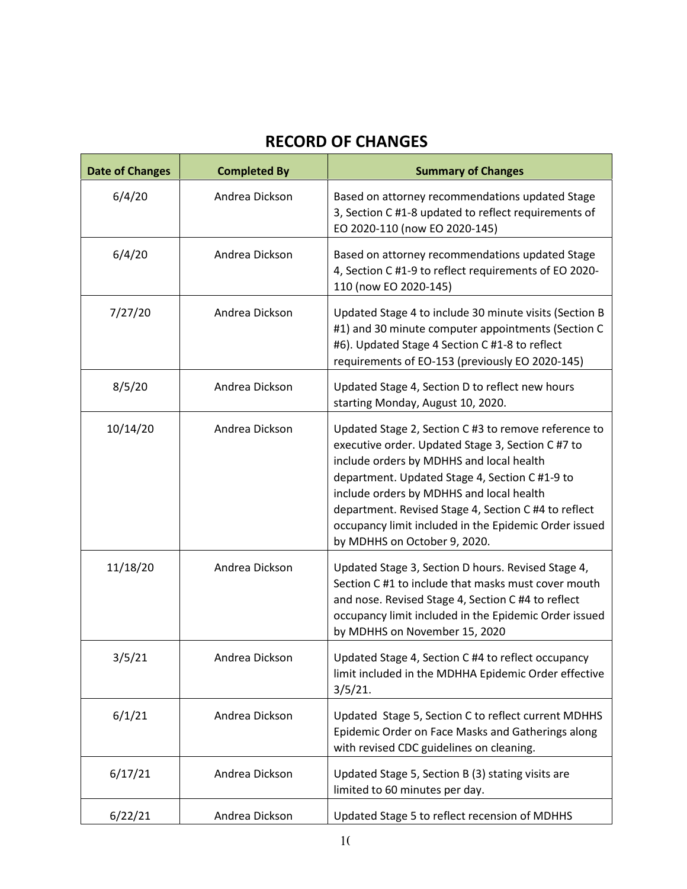## RECORD OF CHANGES

| Date of Changes | Completed By | Summary of Changes |
|---|---|---|
| 6/4/20 | Andrea Dickson | Based on attorney recommendations updated Stage 3, Section C #1-8 updated to reflect requirements of EO 2020-110 (now EO 2020-145) |
| 6/4/20 | Andrea Dickson | Based on attorney recommendations updated Stage 4, Section C #1-9 to reflect requirements of EO 2020-110 (now EO 2020-145) |
| 7/27/20 | Andrea Dickson | Updated Stage 4 to include 30 minute visits (Section B #1) and 30 minute computer appointments (Section C #6). Updated Stage 4 Section C #1-8 to reflect requirements of EO-153 (previously EO 2020-145) |
| 8/5/20 | Andrea Dickson | Updated Stage 4, Section D to reflect new hours starting Monday, August 10, 2020. |
| 10/14/20 | Andrea Dickson | Updated Stage 2, Section C #3 to remove reference to executive order. Updated Stage 3, Section C #7 to include orders by MDHHS and local health department. Updated Stage 4, Section C #1-9 to include orders by MDHHS and local health department. Revised Stage 4, Section C #4 to reflect occupancy limit included in the Epidemic Order issued by MDHHS on October 9, 2020. |
| 11/18/20 | Andrea Dickson | Updated Stage 3, Section D hours. Revised Stage 4, Section C #1 to include that masks must cover mouth and nose. Revised Stage 4, Section C #4 to reflect occupancy limit included in the Epidemic Order issued by MDHHS on November 15, 2020 |
| 3/5/21 | Andrea Dickson | Updated Stage 4, Section C #4 to reflect occupancy limit included in the MDHHA Epidemic Order effective 3/5/21. |
| 6/1/21 | Andrea Dickson | Updated Stage 5, Section C to reflect current MDHHS Epidemic Order on Face Masks and Gatherings along with revised CDC guidelines on cleaning. |
| 6/17/21 | Andrea Dickson | Updated Stage 5, Section B (3) stating visits are limited to 60 minutes per day. |
| 6/22/21 | Andrea Dickson | Updated Stage 5 to reflect recension of MDHHS |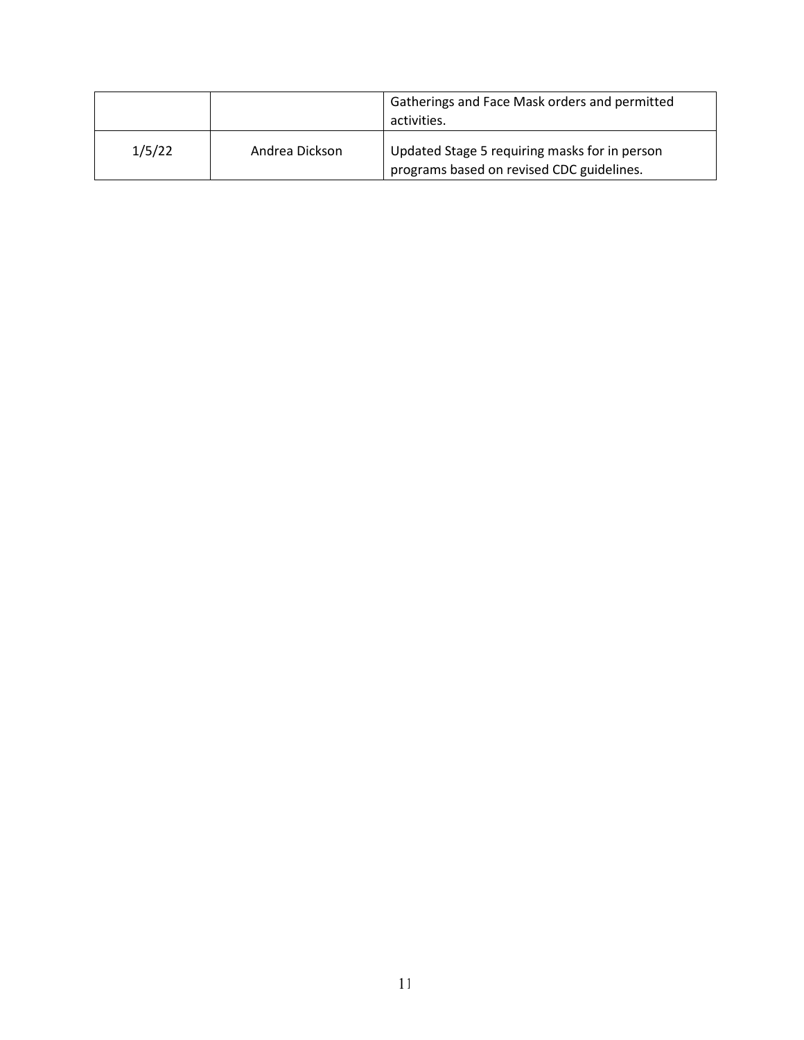| | | |
|---|---|---|
| | | Gatherings and Face Mask orders and permitted activities. |
| 1/5/22 | Andrea Dickson | Updated Stage 5 requiring masks for in person programs based on revised CDC guidelines. |